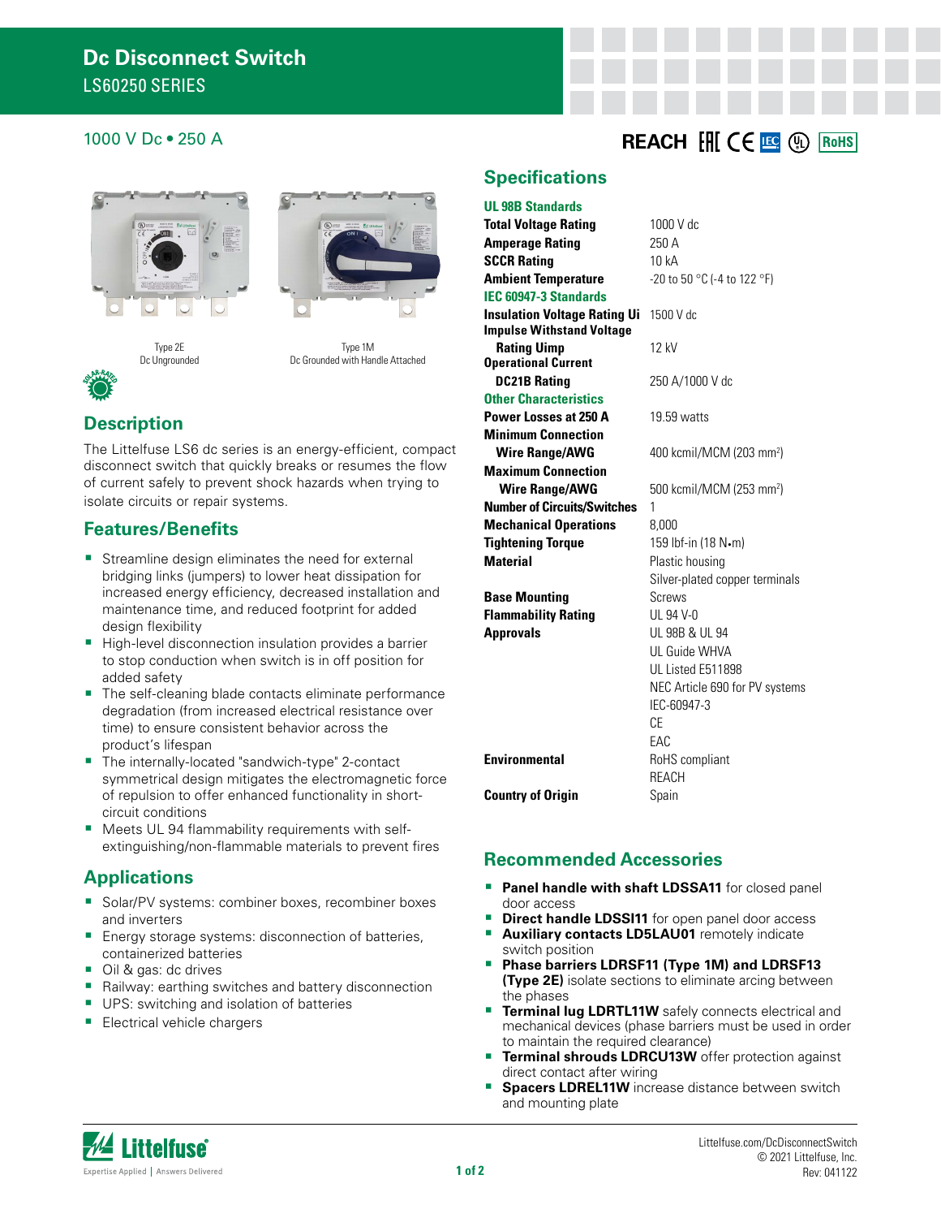# Dc Disconnect Switch

LS60250 SERIES

1000 V Dc • 250 A

REACH EAC CE IEC UL RoHS

Type 2E
Dc Ungrounded

Type 1M
Dc Grounded with Handle Attached

## Description

The Littelfuse LS6 dc series is an energy-efficient, compact disconnect switch that quickly breaks or resumes the flow of current safely to prevent shock hazards when trying to isolate circuits or repair systems.

## Features/Benefits

- Streamline design eliminates the need for external bridging links (jumpers) to lower heat dissipation for increased energy efficiency, decreased installation and maintenance time, and reduced footprint for added design flexibility
- High-level disconnection insulation provides a barrier to stop conduction when switch is in off position for added safety
- The self-cleaning blade contacts eliminate performance degradation (from increased electrical resistance over time) to ensure consistent behavior across the product's lifespan
- The internally-located "sandwich-type" 2-contact symmetrical design mitigates the electromagnetic force of repulsion to offer enhanced functionality in short-circuit conditions
- Meets UL 94 flammability requirements with self-extinguishing/non-flammable materials to prevent fires

## Applications

- Solar/PV systems: combiner boxes, recombiner boxes and inverters
- Energy storage systems: disconnection of batteries, containerized batteries
- Oil & gas: dc drives
- Railway: earthing switches and battery disconnection
- UPS: switching and isolation of batteries
- Electrical vehicle chargers

## Specifications

| | |
|---|---|
| **UL 98B Standards** | |
| **Total Voltage Rating** | 1000 V dc |
| **Amperage Rating** | 250 A |
| **SCCR Rating** | 10 kA |
| **Ambient Temperature** | -20 to 50 °C (-4 to 122 °F) |
| **IEC 60947-3 Standards** | |
| **Insulation Voltage Rating Ui** | 1500 V dc |
| **Impulse Withstand Voltage Rating Uimp** | 12 kV |
| **Operational Current DC21B Rating** | 250 A/1000 V dc |
| **Other Characteristics** | |
| **Power Losses at 250 A** | 19.59 watts |
| **Minimum Connection Wire Range/AWG** | 400 kcmil/MCM (203 mm²) |
| **Maximum Connection Wire Range/AWG** | 500 kcmil/MCM (253 mm²) |
| **Number of Circuits/Switches** | 1 |
| **Mechanical Operations** | 8,000 |
| **Tightening Torque** | 159 lbf-in (18 N•m) |
| **Material** | Plastic housing<br>Silver-plated copper terminals |
| **Base Mounting** | Screws |
| **Flammability Rating** | UL 94 V-0 |
| **Approvals** | UL 98B & UL 94<br>UL Guide WHVA<br>UL Listed E511898<br>NEC Article 690 for PV systems<br>IEC-60947-3<br>CE<br>EAC |
| **Environmental** | RoHS compliant<br>REACH |
| **Country of Origin** | Spain |

## Recommended Accessories

- **Panel handle with shaft LDSSA11** for closed panel door access
- **Direct handle LDSSI11** for open panel door access
- **Auxiliary contacts LD5LAU01** remotely indicate switch position
- **Phase barriers LDRSF11 (Type 1M) and LDRSF13 (Type 2E)** isolate sections to eliminate arcing between the phases
- **Terminal lug LDRTL11W** safely connects electrical and mechanical devices (phase barriers must be used in order to maintain the required clearance)
- **Terminal shrouds LDRCU13W** offer protection against direct contact after wiring
- **Spacers LDREL11W** increase distance between switch and mounting plate

Littelfuse.com/DcDisconnectSwitch
© 2021 Littelfuse, Inc.
Rev: 041122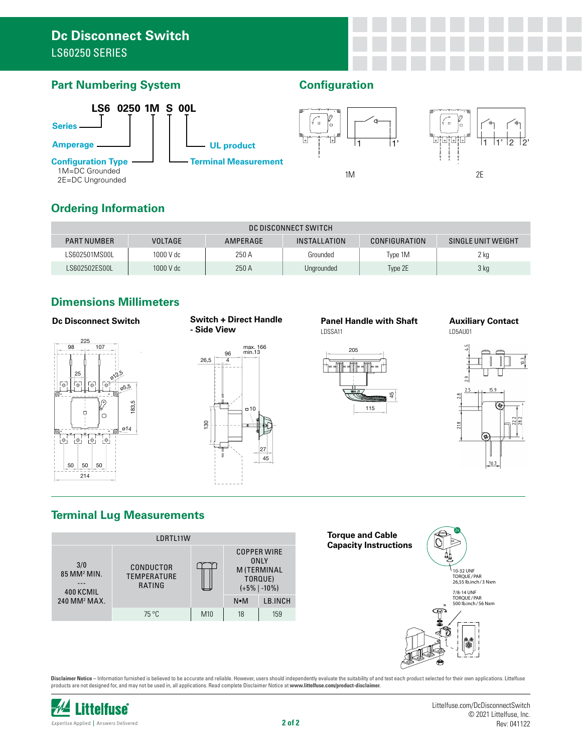# Dc Disconnect Switch

LS60250 SERIES

## Part Numbering System

**LS6 0250 1M S 00L**

- Series
- Amperage
- Configuration Type
  - 1M=DC Grounded
  - 2E=DC Ungrounded
- Terminal Measurement
- UL product

## Configuration

1M

2E

## Ordering Information

| DC DISCONNECT SWITCH | | | | | |
|---|---|---|---|---|---|
| PART NUMBER | VOLTAGE | AMPERAGE | INSTALLATION | CONFIGURATION | SINGLE UNIT WEIGHT |
| LS602501MS00L | 1000 V dc | 250 A | Grounded | Type 1M | 2 kg |
| LS602502ES00L | 1000 V dc | 250 A | Ungrounded | Type 2E | 3 kg |

## Dimensions Millimeters

**Dc Disconnect Switch**

225
98
107
25
ø12,5
ø5,5
183,5
ø14
50
50
50
214

**Switch + Direct Handle - Side View**

96
4
26,5
max. 166
min.13
□10
130
27
45

**Panel Handle with Shaft**

LDSSA11

205
45
115

**Auxiliary Contact**

LD5AU01

4.5
10.3
2.9
2.5
15.9
2.8
21.8
22.2
28.2
10.3

## Terminal Lug Measurements

| LDRTL11W | | | | |
|---|---|---|---|---|
| 3/0<br>85 MM² MIN.<br>---<br>400 KCMIL<br>240 MM² MAX. | CONDUCTOR TEMPERATURE RATING | | COPPER WIRE ONLY<br>M (TERMINAL TORQUE)<br>(+5% \| -10%) | |
| | | | N•M | LB.INCH |
| | 75 °C | M10 | 18 | 159 |

**Torque and Cable Capacity Instructions**

2X

10-32 UNF
TORQUE/PAR
26,55 lb.inch / 3 Nxm

7/8-14 UNF
TORQUE/PAR
500 lb.inch / 56 Nxm

M

**Disclaimer Notice** – Information furnished is believed to be accurate and reliable. However, users should independently evaluate the suitability of and test each product selected for their own applications. Littelfuse products are not designed for, and may not be used in, all applications. Read complete Disclaimer Notice at **www.littelfuse.com/product-disclaimer.**

Littelfuse.com/DcDisconnectSwitch
© 2021 Littelfuse, Inc.
Rev: 041122